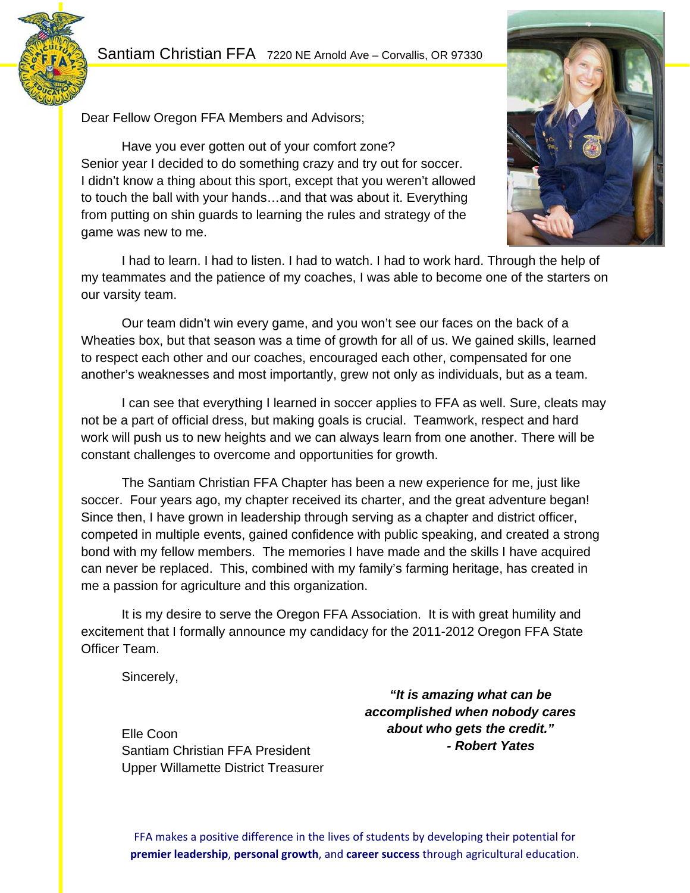Santiam Christian FFA 7220 NE Arnold Ave – Corvallis, OR 97330

Dear Fellow Oregon FFA Members and Advisors;

Have you ever gotten out of your comfort zone? Senior year I decided to do something crazy and try out for soccer. I didn't know a thing about this sport, except that you weren't allowed to touch the ball with your hands…and that was about it. Everything from putting on shin guards to learning the rules and strategy of the game was new to me.

I had to learn. I had to listen. I had to watch. I had to work hard. Through the help of my teammates and the patience of my coaches, I was able to become one of the starters on our varsity team.

Our team didn't win every game, and you won't see our faces on the back of a Wheaties box, but that season was a time of growth for all of us. We gained skills, learned to respect each other and our coaches, encouraged each other, compensated for one another's weaknesses and most importantly, grew not only as individuals, but as a team.

I can see that everything I learned in soccer applies to FFA as well. Sure, cleats may not be a part of official dress, but making goals is crucial. Teamwork, respect and hard work will push us to new heights and we can always learn from one another. There will be constant challenges to overcome and opportunities for growth.

The Santiam Christian FFA Chapter has been a new experience for me, just like soccer. Four years ago, my chapter received its charter, and the great adventure began! Since then, I have grown in leadership through serving as a chapter and district officer, competed in multiple events, gained confidence with public speaking, and created a strong bond with my fellow members. The memories I have made and the skills I have acquired can never be replaced. This, combined with my family's farming heritage, has created in me a passion for agriculture and this organization.

It is my desire to serve the Oregon FFA Association. It is with great humility and excitement that I formally announce my candidacy for the 2011-2012 Oregon FFA State Officer Team.

Sincerely,

Elle Coon
Santiam Christian FFA President
Upper Willamette District Treasurer

***"It is amazing what can be accomplished when nobody cares about who gets the credit."***
***- Robert Yates***

FFA makes a positive difference in the lives of students by developing their potential for **premier leadership**, **personal growth**, and **career success** through agricultural education.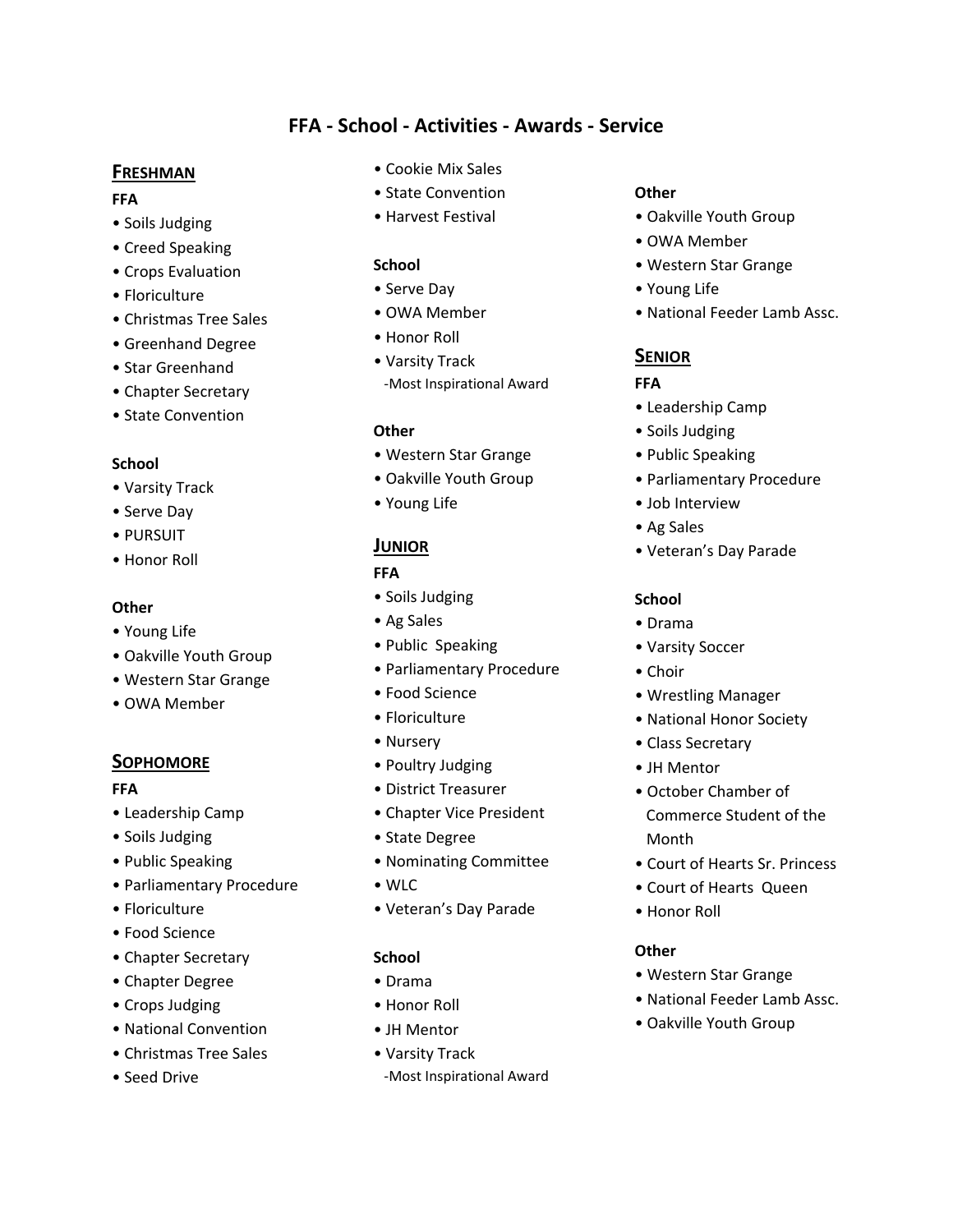# FFA - School - Activities - Awards - Service

## FRESHMAN

### FFA

- Soils Judging
- Creed Speaking
- Crops Evaluation
- Floriculture
- Christmas Tree Sales
- Greenhand Degree
- Star Greenhand
- Chapter Secretary
- State Convention

### School

- Varsity Track
- Serve Day
- PURSUIT
- Honor Roll

### Other

- Young Life
- Oakville Youth Group
- Western Star Grange
- OWA Member

## SOPHOMORE

### FFA

- Leadership Camp
- Soils Judging
- Public Speaking
- Parliamentary Procedure
- Floriculture
- Food Science
- Chapter Secretary
- Chapter Degree
- Crops Judging
- National Convention
- Christmas Tree Sales
- Seed Drive
- Cookie Mix Sales
- State Convention
- Harvest Festival

### School

- Serve Day
- OWA Member
- Honor Roll
- Varsity Track
  - -Most Inspirational Award

### Other

- Western Star Grange
- Oakville Youth Group
- Young Life

## JUNIOR

### FFA

- Soils Judging
- Ag Sales
- Public Speaking
- Parliamentary Procedure
- Food Science
- Floriculture
- Nursery
- Poultry Judging
- District Treasurer
- Chapter Vice President
- State Degree
- Nominating Committee
- WLC
- Veteran's Day Parade

### School

- Drama
- Honor Roll
- JH Mentor
- Varsity Track
  - -Most Inspirational Award

### Other

- Oakville Youth Group
- OWA Member
- Western Star Grange
- Young Life
- National Feeder Lamb Assc.

## SENIOR

### FFA

- Leadership Camp
- Soils Judging
- Public Speaking
- Parliamentary Procedure
- Job Interview
- Ag Sales
- Veteran's Day Parade

### School

- Drama
- Varsity Soccer
- Choir
- Wrestling Manager
- National Honor Society
- Class Secretary
- JH Mentor
- October Chamber of Commerce Student of the Month
- Court of Hearts Sr. Princess
- Court of Hearts Queen
- Honor Roll

### Other

- Western Star Grange
- National Feeder Lamb Assc.
- Oakville Youth Group